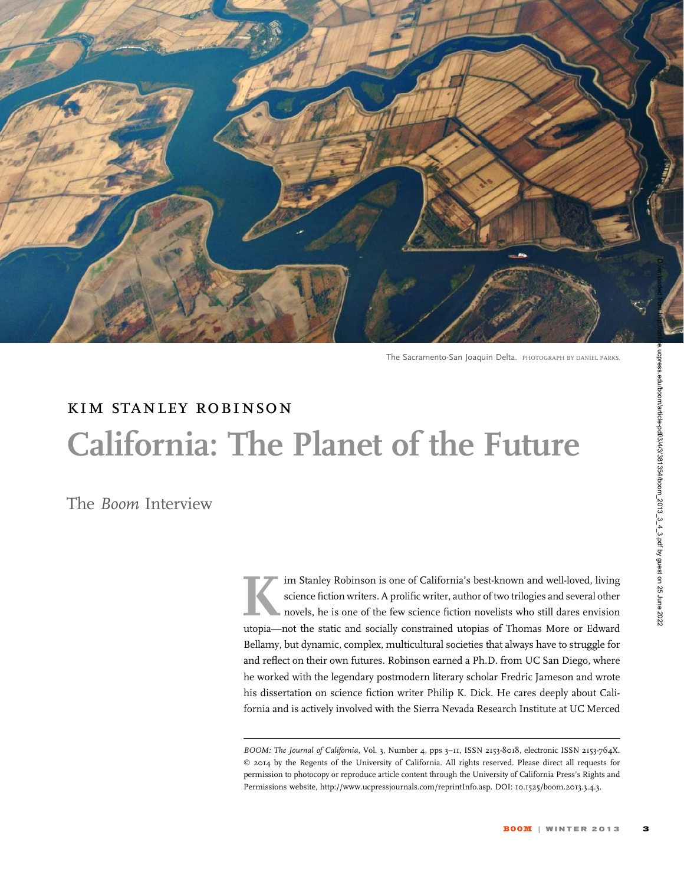The Sacramento-San Joaquin Delta. PHOTOGRAPH BY DANIEL PARKS.

# KIM STANLEY ROBINSON

# California: The Planet of the Future

## The *Boom* Interview

Kim Stanley Robinson is one of California's best-known and well-loved, living science fiction writers. A prolific writer, author of two trilogies and several other novels, he is one of the few science fiction novelists who still dares envision utopia—not the static and socially constrained utopias of Thomas More or Edward Bellamy, but dynamic, complex, multicultural societies that always have to struggle for and reflect on their own futures. Robinson earned a Ph.D. from UC San Diego, where he worked with the legendary postmodern literary scholar Fredric Jameson and wrote his dissertation on science fiction writer Philip K. Dick. He cares deeply about California and is actively involved with the Sierra Nevada Research Institute at UC Merced

---

*BOOM: The Journal of California*, Vol. 3, Number 4, pps 3–11, ISSN 2153-8018, electronic ISSN 2153-764X. © 2014 by the Regents of the University of California. All rights reserved. Please direct all requests for permission to photocopy or reproduce article content through the University of California Press's Rights and Permissions website, http://www.ucpressjournals.com/reprintInfo.asp. DOI: 10.1525/boom.2013.3.4.3.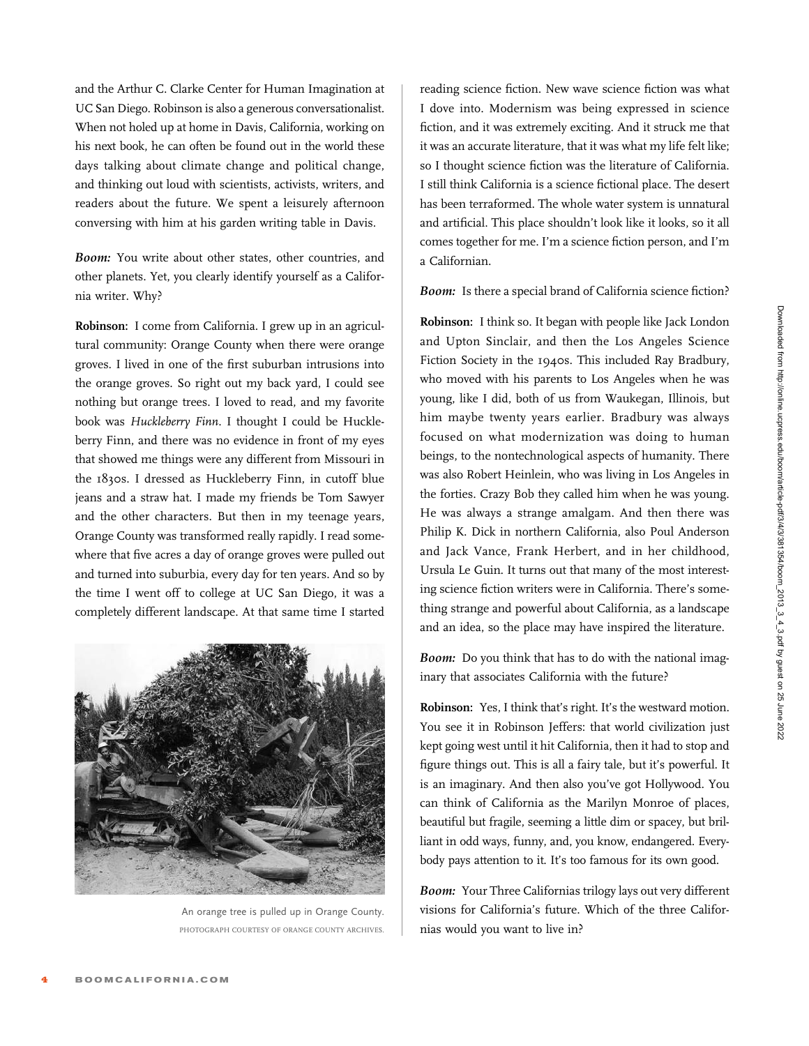and the Arthur C. Clarke Center for Human Imagination at UC San Diego. Robinson is also a generous conversationalist. When not holed up at home in Davis, California, working on his next book, he can often be found out in the world these days talking about climate change and political change, and thinking out loud with scientists, activists, writers, and readers about the future. We spent a leisurely afternoon conversing with him at his garden writing table in Davis.

***Boom:*** You write about other states, other countries, and other planets. Yet, you clearly identify yourself as a California writer. Why?

**Robinson:** I come from California. I grew up in an agricultural community: Orange County when there were orange groves. I lived in one of the first suburban intrusions into the orange groves. So right out my back yard, I could see nothing but orange trees. I loved to read, and my favorite book was *Huckleberry Finn*. I thought I could be Huckleberry Finn, and there was no evidence in front of my eyes that showed me things were any different from Missouri in the 1830s. I dressed as Huckleberry Finn, in cutoff blue jeans and a straw hat. I made my friends be Tom Sawyer and the other characters. But then in my teenage years, Orange County was transformed really rapidly. I read somewhere that five acres a day of orange groves were pulled out and turned into suburbia, every day for ten years. And so by the time I went off to college at UC San Diego, it was a completely different landscape. At that same time I started reading science fiction. New wave science fiction was what I dove into. Modernism was being expressed in science fiction, and it was extremely exciting. And it struck me that it was an accurate literature, that it was what my life felt like; so I thought science fiction was the literature of California. I still think California is a science fictional place. The desert has been terraformed. The whole water system is unnatural and artificial. This place shouldn't look like it looks, so it all comes together for me. I'm a science fiction person, and I'm a Californian.

An orange tree is pulled up in Orange County.
PHOTOGRAPH COURTESY OF ORANGE COUNTY ARCHIVES.

***Boom:*** Is there a special brand of California science fiction?

**Robinson:** I think so. It began with people like Jack London and Upton Sinclair, and then the Los Angeles Science Fiction Society in the 1940s. This included Ray Bradbury, who moved with his parents to Los Angeles when he was young, like I did, both of us from Waukegan, Illinois, but him maybe twenty years earlier. Bradbury was always focused on what modernization was doing to human beings, to the nontechnological aspects of humanity. There was also Robert Heinlein, who was living in Los Angeles in the forties. Crazy Bob they called him when he was young. He was always a strange amalgam. And then there was Philip K. Dick in northern California, also Poul Anderson and Jack Vance, Frank Herbert, and in her childhood, Ursula Le Guin. It turns out that many of the most interesting science fiction writers were in California. There's something strange and powerful about California, as a landscape and an idea, so the place may have inspired the literature.

***Boom:*** Do you think that has to do with the national imaginary that associates California with the future?

**Robinson:** Yes, I think that's right. It's the westward motion. You see it in Robinson Jeffers: that world civilization just kept going west until it hit California, then it had to stop and figure things out. This is all a fairy tale, but it's powerful. It is an imaginary. And then also you've got Hollywood. You can think of California as the Marilyn Monroe of places, beautiful but fragile, seeming a little dim or spacey, but brilliant in odd ways, funny, and, you know, endangered. Everybody pays attention to it. It's too famous for its own good.

***Boom:*** Your Three Californias trilogy lays out very different visions for California's future. Which of the three Californias would you want to live in?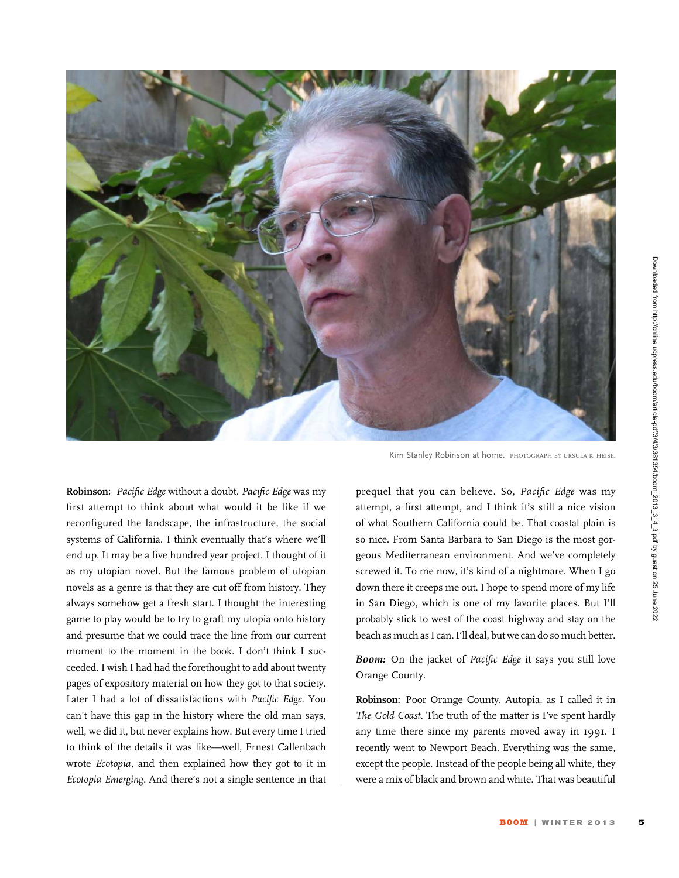Kim Stanley Robinson at home. PHOTOGRAPH BY URSULA K. HEISE.

**Robinson:** *Pacific Edge* without a doubt. *Pacific Edge* was my first attempt to think about what would it be like if we reconfigured the landscape, the infrastructure, the social systems of California. I think eventually that's where we'll end up. It may be a five hundred year project. I thought of it as my utopian novel. But the famous problem of utopian novels as a genre is that they are cut off from history. They always somehow get a fresh start. I thought the interesting game to play would be to try to graft my utopia onto history and presume that we could trace the line from our current moment to the moment in the book. I don't think I succeeded. I wish I had had the forethought to add about twenty pages of expository material on how they got to that society. Later I had a lot of dissatisfactions with *Pacific Edge*. You can't have this gap in the history where the old man says, well, we did it, but never explains how. But every time I tried to think of the details it was like—well, Ernest Callenbach wrote *Ecotopia*, and then explained how they got to it in *Ecotopia Emerging*. And there's not a single sentence in that prequel that you can believe. So, *Pacific Edge* was my attempt, a first attempt, and I think it's still a nice vision of what Southern California could be. That coastal plain is so nice. From Santa Barbara to San Diego is the most gorgeous Mediterranean environment. And we've completely screwed it. To me now, it's kind of a nightmare. When I go down there it creeps me out. I hope to spend more of my life in San Diego, which is one of my favorite places. But I'll probably stick to west of the coast highway and stay on the beach as much as I can. I'll deal, but we can do so much better.

***Boom:*** On the jacket of *Pacific Edge* it says you still love Orange County.

**Robinson:** Poor Orange County. Autopia, as I called it in *The Gold Coast*. The truth of the matter is I've spent hardly any time there since my parents moved away in 1991. I recently went to Newport Beach. Everything was the same, except the people. Instead of the people being all white, they were a mix of black and brown and white. That was beautiful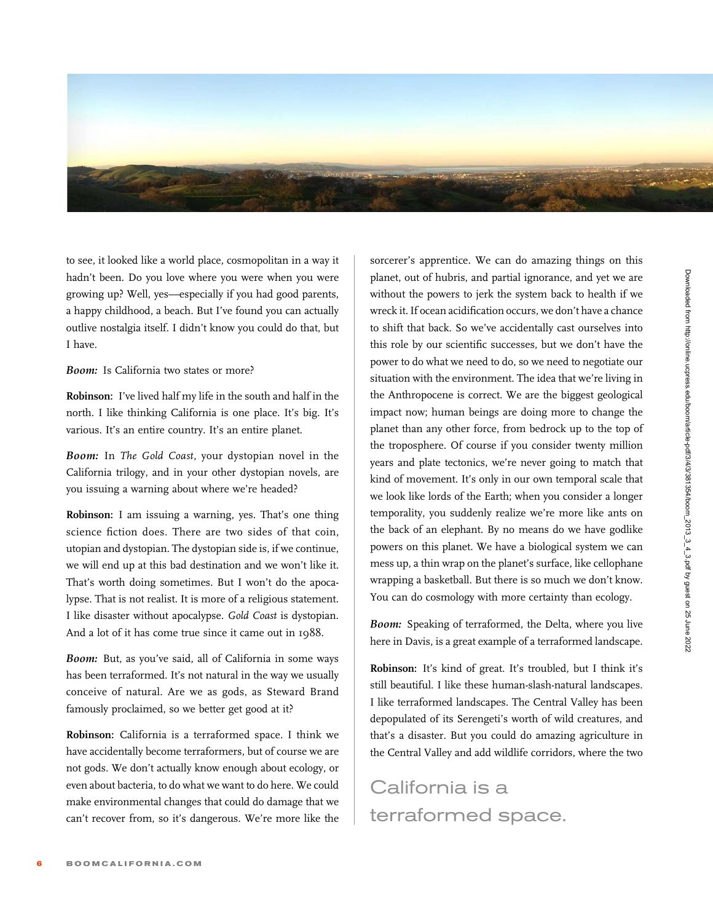to see, it looked like a world place, cosmopolitan in a way it hadn't been. Do you love where you were when you were growing up? Well, yes—especially if you had good parents, a happy childhood, a beach. But I've found you can actually outlive nostalgia itself. I didn't know you could do that, but I have.

***Boom:*** Is California two states or more?

**Robinson:** I've lived half my life in the south and half in the north. I like thinking California is one place. It's big. It's various. It's an entire country. It's an entire planet.

***Boom:*** In *The Gold Coast*, your dystopian novel in the California trilogy, and in your other dystopian novels, are you issuing a warning about where we're headed?

**Robinson:** I am issuing a warning, yes. That's one thing science fiction does. There are two sides of that coin, utopian and dystopian. The dystopian side is, if we continue, we will end up at this bad destination and we won't like it. That's worth doing sometimes. But I won't do the apocalypse. That is not realist. It is more of a religious statement. I like disaster without apocalypse. *Gold Coast* is dystopian. And a lot of it has come true since it came out in 1988.

***Boom:*** But, as you've said, all of California in some ways has been terraformed. It's not natural in the way we usually conceive of natural. Are we as gods, as Steward Brand famously proclaimed, so we better get good at it?

**Robinson:** California is a terraformed space. I think we have accidentally become terraformers, but of course we are not gods. We don't actually know enough about ecology, or even about bacteria, to do what we want to do here. We could make environmental changes that could do damage that we can't recover from, so it's dangerous. We're more like the sorcerer's apprentice. We can do amazing things on this planet, out of hubris, and partial ignorance, and yet we are without the powers to jerk the system back to health if we wreck it. If ocean acidification occurs, we don't have a chance to shift that back. So we've accidentally cast ourselves into this role by our scientific successes, but we don't have the power to do what we need to do, so we need to negotiate our situation with the environment. The idea that we're living in the Anthropocene is correct. We are the biggest geological impact now; human beings are doing more to change the planet than any other force, from bedrock up to the top of the troposphere. Of course if you consider twenty million years and plate tectonics, we're never going to match that kind of movement. It's only in our own temporal scale that we look like lords of the Earth; when you consider a longer temporality, you suddenly realize we're more like ants on the back of an elephant. By no means do we have godlike powers on this planet. We have a biological system we can mess up, a thin wrap on the planet's surface, like cellophane wrapping a basketball. But there is so much we don't know. You can do cosmology with more certainty than ecology.

***Boom:*** Speaking of terraformed, the Delta, where you live here in Davis, is a great example of a terraformed landscape.

**Robinson:** It's kind of great. It's troubled, but I think it's still beautiful. I like these human-slash-natural landscapes. I like terraformed landscapes. The Central Valley has been depopulated of its Serengeti's worth of wild creatures, and that's a disaster. But you could do amazing agriculture in the Central Valley and add wildlife corridors, where the two

> California is a terraformed space.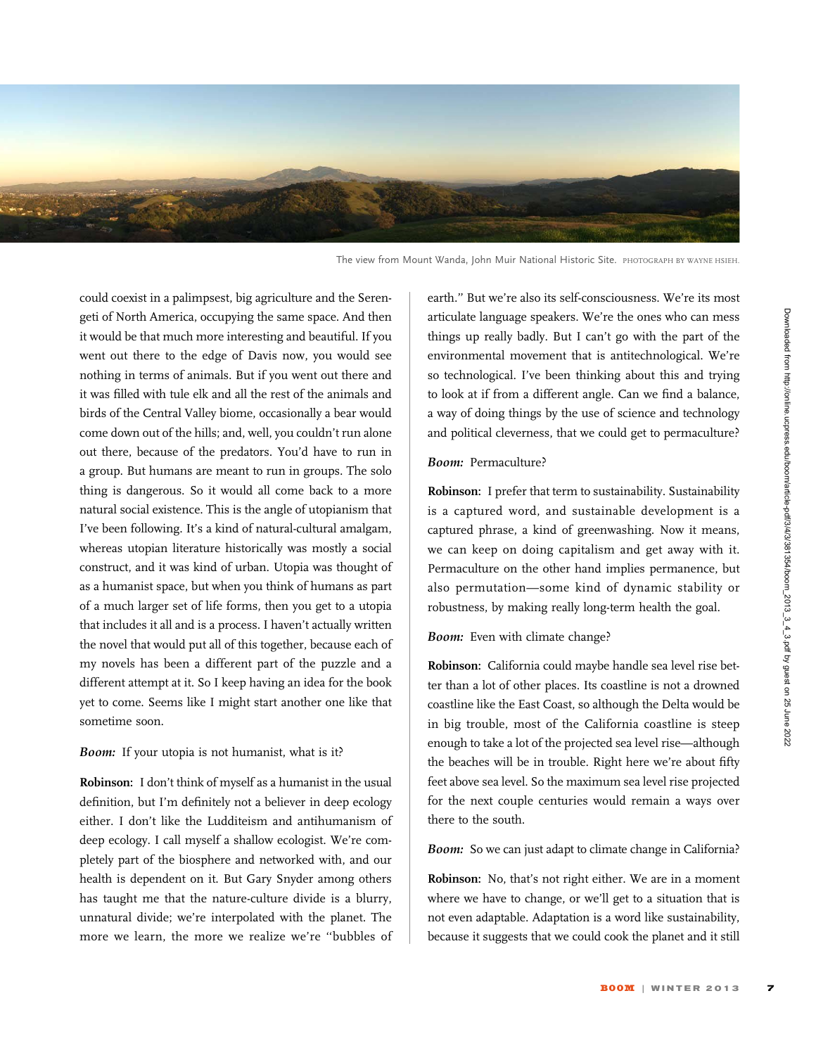The view from Mount Wanda, John Muir National Historic Site. PHOTOGRAPH BY WAYNE HSIEH.

could coexist in a palimpsest, big agriculture and the Serengeti of North America, occupying the same space. And then it would be that much more interesting and beautiful. If you went out there to the edge of Davis now, you would see nothing in terms of animals. But if you went out there and it was filled with tule elk and all the rest of the animals and birds of the Central Valley biome, occasionally a bear would come down out of the hills; and, well, you couldn't run alone out there, because of the predators. You'd have to run in a group. But humans are meant to run in groups. The solo thing is dangerous. So it would all come back to a more natural social existence. This is the angle of utopianism that I've been following. It's a kind of natural-cultural amalgam, whereas utopian literature historically was mostly a social construct, and it was kind of urban. Utopia was thought of as a humanist space, but when you think of humans as part of a much larger set of life forms, then you get to a utopia that includes it all and is a process. I haven't actually written the novel that would put all of this together, because each of my novels has been a different part of the puzzle and a different attempt at it. So I keep having an idea for the book yet to come. Seems like I might start another one like that sometime soon.

***Boom:*** If your utopia is not humanist, what is it?

**Robinson:** I don't think of myself as a humanist in the usual definition, but I'm definitely not a believer in deep ecology either. I don't like the Ludditeism and antihumanism of deep ecology. I call myself a shallow ecologist. We're completely part of the biosphere and networked with, and our health is dependent on it. But Gary Snyder among others has taught me that the nature-culture divide is a blurry, unnatural divide; we're interpolated with the planet. The more we learn, the more we realize we're "bubbles of earth." But we're also its self-consciousness. We're its most articulate language speakers. We're the ones who can mess things up really badly. But I can't go with the part of the environmental movement that is antitechnological. We're so technological. I've been thinking about this and trying to look at if from a different angle. Can we find a balance, a way of doing things by the use of science and technology and political cleverness, that we could get to permaculture?

***Boom:*** Permaculture?

**Robinson:** I prefer that term to sustainability. Sustainability is a captured word, and sustainable development is a captured phrase, a kind of greenwashing. Now it means, we can keep on doing capitalism and get away with it. Permaculture on the other hand implies permanence, but also permutation—some kind of dynamic stability or robustness, by making really long-term health the goal.

***Boom:*** Even with climate change?

**Robinson:** California could maybe handle sea level rise better than a lot of other places. Its coastline is not a drowned coastline like the East Coast, so although the Delta would be in big trouble, most of the California coastline is steep enough to take a lot of the projected sea level rise—although the beaches will be in trouble. Right here we're about fifty feet above sea level. So the maximum sea level rise projected for the next couple centuries would remain a ways over there to the south.

***Boom:*** So we can just adapt to climate change in California?

**Robinson:** No, that's not right either. We are in a moment where we have to change, or we'll get to a situation that is not even adaptable. Adaptation is a word like sustainability, because it suggests that we could cook the planet and it still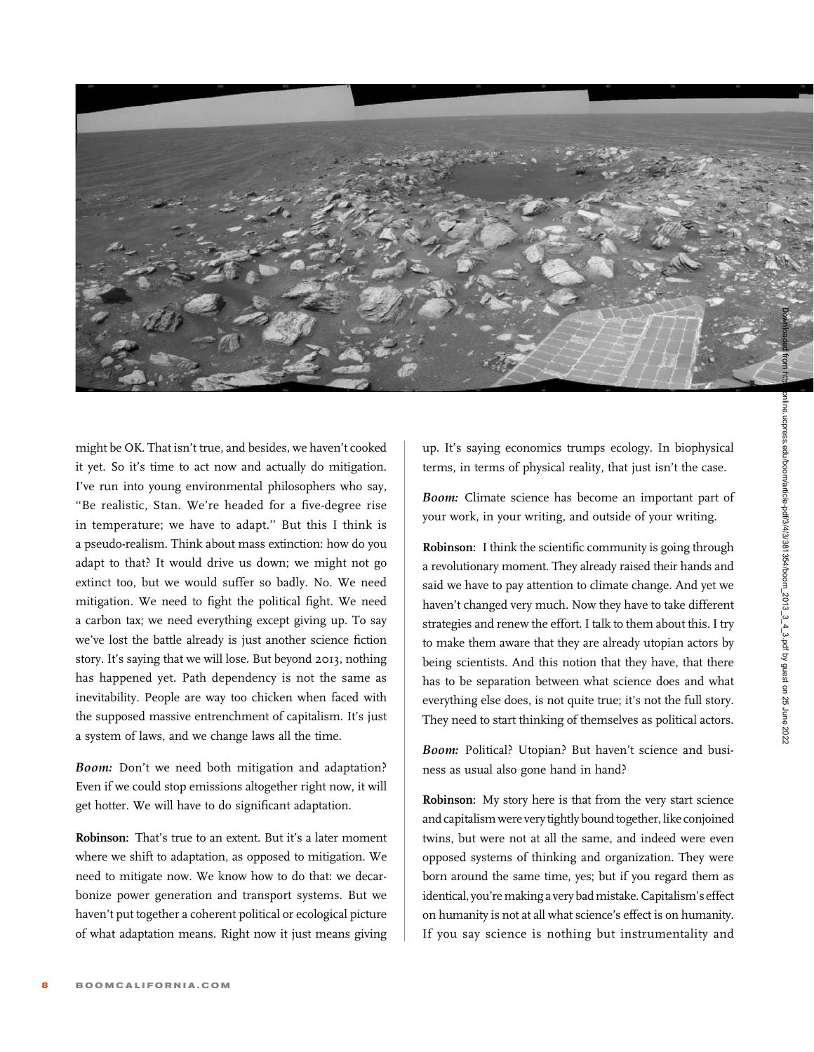might be OK. That isn't true, and besides, we haven't cooked it yet. So it's time to act now and actually do mitigation. I've run into young environmental philosophers who say, "Be realistic, Stan. We're headed for a five-degree rise in temperature; we have to adapt." But this I think is a pseudo-realism. Think about mass extinction: how do you adapt to that? It would drive us down; we might not go extinct too, but we would suffer so badly. No. We need mitigation. We need to fight the political fight. We need a carbon tax; we need everything except giving up. To say we've lost the battle already is just another science fiction story. It's saying that we will lose. But beyond 2013, nothing has happened yet. Path dependency is not the same as inevitability. People are way too chicken when faced with the supposed massive entrenchment of capitalism. It's just a system of laws, and we change laws all the time.

***Boom:*** Don't we need both mitigation and adaptation? Even if we could stop emissions altogether right now, it will get hotter. We will have to do significant adaptation.

**Robinson:** That's true to an extent. But it's a later moment where we shift to adaptation, as opposed to mitigation. We need to mitigate now. We know how to do that: we decarbonize power generation and transport systems. But we haven't put together a coherent political or ecological picture of what adaptation means. Right now it just means giving up. It's saying economics trumps ecology. In biophysical terms, in terms of physical reality, that just isn't the case.

***Boom:*** Climate science has become an important part of your work, in your writing, and outside of your writing.

**Robinson:** I think the scientific community is going through a revolutionary moment. They already raised their hands and said we have to pay attention to climate change. And yet we haven't changed very much. Now they have to take different strategies and renew the effort. I talk to them about this. I try to make them aware that they are already utopian actors by being scientists. And this notion that they have, that there has to be separation between what science does and what everything else does, is not quite true; it's not the full story. They need to start thinking of themselves as political actors.

***Boom:*** Political? Utopian? But haven't science and business as usual also gone hand in hand?

**Robinson:** My story here is that from the very start science and capitalism were very tightly bound together, like conjoined twins, but were not at all the same, and indeed were even opposed systems of thinking and organization. They were born around the same time, yes; but if you regard them as identical, you're making a very bad mistake. Capitalism's effect on humanity is not at all what science's effect is on humanity. If you say science is nothing but instrumentality and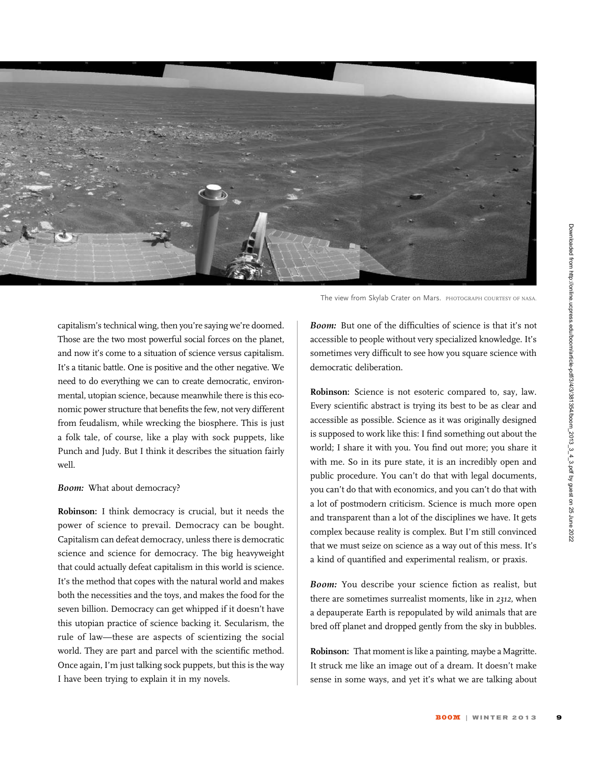The view from Skylab Crater on Mars. PHOTOGRAPH COURTESY OF NASA.

capitalism's technical wing, then you're saying we're doomed. Those are the two most powerful social forces on the planet, and now it's come to a situation of science versus capitalism. It's a titanic battle. One is positive and the other negative. We need to do everything we can to create democratic, environmental, utopian science, because meanwhile there is this economic power structure that benefits the few, not very different from feudalism, while wrecking the biosphere. This is just a folk tale, of course, like a play with sock puppets, like Punch and Judy. But I think it describes the situation fairly well.

***Boom:*** What about democracy?

**Robinson:** I think democracy is crucial, but it needs the power of science to prevail. Democracy can be bought. Capitalism can defeat democracy, unless there is democratic science and science for democracy. The big heavyweight that could actually defeat capitalism in this world is science. It's the method that copes with the natural world and makes both the necessities and the toys, and makes the food for the seven billion. Democracy can get whipped if it doesn't have this utopian practice of science backing it. Secularism, the rule of law—these are aspects of scientizing the social world. They are part and parcel with the scientific method. Once again, I'm just talking sock puppets, but this is the way I have been trying to explain it in my novels.

***Boom:*** But one of the difficulties of science is that it's not accessible to people without very specialized knowledge. It's sometimes very difficult to see how you square science with democratic deliberation.

**Robinson:** Science is not esoteric compared to, say, law. Every scientific abstract is trying its best to be as clear and accessible as possible. Science as it was originally designed is supposed to work like this: I find something out about the world; I share it with you. You find out more; you share it with me. So in its pure state, it is an incredibly open and public procedure. You can't do that with legal documents, you can't do that with economics, and you can't do that with a lot of postmodern criticism. Science is much more open and transparent than a lot of the disciplines we have. It gets complex because reality is complex. But I'm still convinced that we must seize on science as a way out of this mess. It's a kind of quantified and experimental realism, or praxis.

***Boom:*** You describe your science fiction as realist, but there are sometimes surrealist moments, like in *2312*, when a depauperate Earth is repopulated by wild animals that are bred off planet and dropped gently from the sky in bubbles.

**Robinson:** That moment is like a painting, maybe a Magritte. It struck me like an image out of a dream. It doesn't make sense in some ways, and yet it's what we are talking about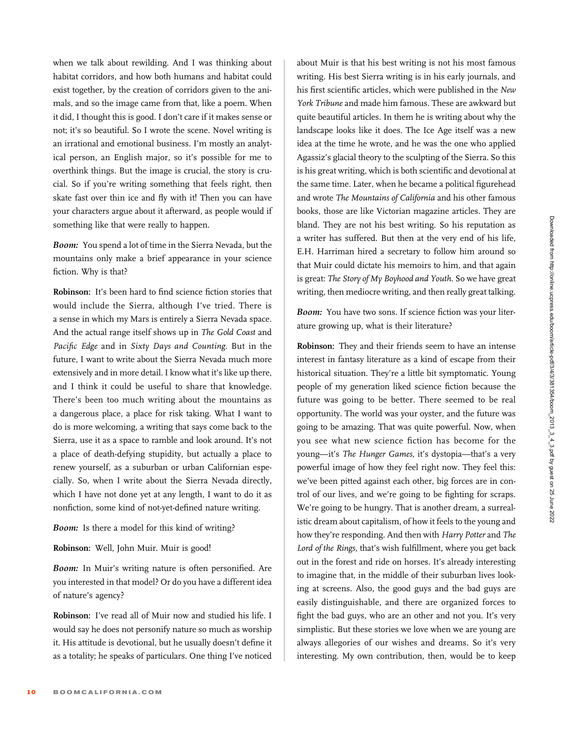when we talk about rewilding. And I was thinking about habitat corridors, and how both humans and habitat could exist together, by the creation of corridors given to the animals, and so the image came from that, like a poem. When it did, I thought this is good. I don't care if it makes sense or not; it's so beautiful. So I wrote the scene. Novel writing is an irrational and emotional business. I'm mostly an analytical person, an English major, so it's possible for me to overthink things. But the image is crucial, the story is crucial. So if you're writing something that feels right, then skate fast over thin ice and fly with it! Then you can have your characters argue about it afterward, as people would if something like that were really to happen.

***Boom:*** You spend a lot of time in the Sierra Nevada, but the mountains only make a brief appearance in your science fiction. Why is that?

**Robinson:** It's been hard to find science fiction stories that would include the Sierra, although I've tried. There is a sense in which my Mars is entirely a Sierra Nevada space. And the actual range itself shows up in *The Gold Coast* and *Pacific Edge* and in *Sixty Days and Counting*. But in the future, I want to write about the Sierra Nevada much more extensively and in more detail. I know what it's like up there, and I think it could be useful to share that knowledge. There's been too much writing about the mountains as a dangerous place, a place for risk taking. What I want to do is more welcoming, a writing that says come back to the Sierra, use it as a space to ramble and look around. It's not a place of death-defying stupidity, but actually a place to renew yourself, as a suburban or urban Californian especially. So, when I write about the Sierra Nevada directly, which I have not done yet at any length, I want to do it as nonfiction, some kind of not-yet-defined nature writing.

***Boom:*** Is there a model for this kind of writing?

**Robinson:** Well, John Muir. Muir is good!

***Boom:*** In Muir's writing nature is often personified. Are you interested in that model? Or do you have a different idea of nature's agency?

**Robinson:** I've read all of Muir now and studied his life. I would say he does not personify nature so much as worship it. His attitude is devotional, but he usually doesn't define it as a totality; he speaks of particulars. One thing I've noticed about Muir is that his best writing is not his most famous writing. His best Sierra writing is in his early journals, and his first scientific articles, which were published in the *New York Tribune* and made him famous. These are awkward but quite beautiful articles. In them he is writing about why the landscape looks like it does. The Ice Age itself was a new idea at the time he wrote, and he was the one who applied Agassiz's glacial theory to the sculpting of the Sierra. So this is his great writing, which is both scientific and devotional at the same time. Later, when he became a political figurehead and wrote *The Mountains of California* and his other famous books, those are like Victorian magazine articles. They are bland. They are not his best writing. So his reputation as a writer has suffered. But then at the very end of his life, E.H. Harriman hired a secretary to follow him around so that Muir could dictate his memoirs to him, and that again is great: *The Story of My Boyhood and Youth*. So we have great writing, then mediocre writing, and then really great talking.

***Boom:*** You have two sons. If science fiction was your literature growing up, what is their literature?

**Robinson:** They and their friends seem to have an intense interest in fantasy literature as a kind of escape from their historical situation. They're a little bit symptomatic. Young people of my generation liked science fiction because the future was going to be better. There seemed to be real opportunity. The world was your oyster, and the future was going to be amazing. That was quite powerful. Now, when you see what new science fiction has become for the young—it's *The Hunger Games*, it's dystopia—that's a very powerful image of how they feel right now. They feel this: we've been pitted against each other, big forces are in control of our lives, and we're going to be fighting for scraps. We're going to be hungry. That is another dream, a surrealistic dream about capitalism, of how it feels to the young and how they're responding. And then with *Harry Potter* and *The Lord of the Rings*, that's wish fulfillment, where you get back out in the forest and ride on horses. It's already interesting to imagine that, in the middle of their suburban lives looking at screens. Also, the good guys and the bad guys are easily distinguishable, and there are organized forces to fight the bad guys, who are an other and not you. It's very simplistic. But these stories we love when we are young are always allegories of our wishes and dreams. So it's very interesting. My own contribution, then, would be to keep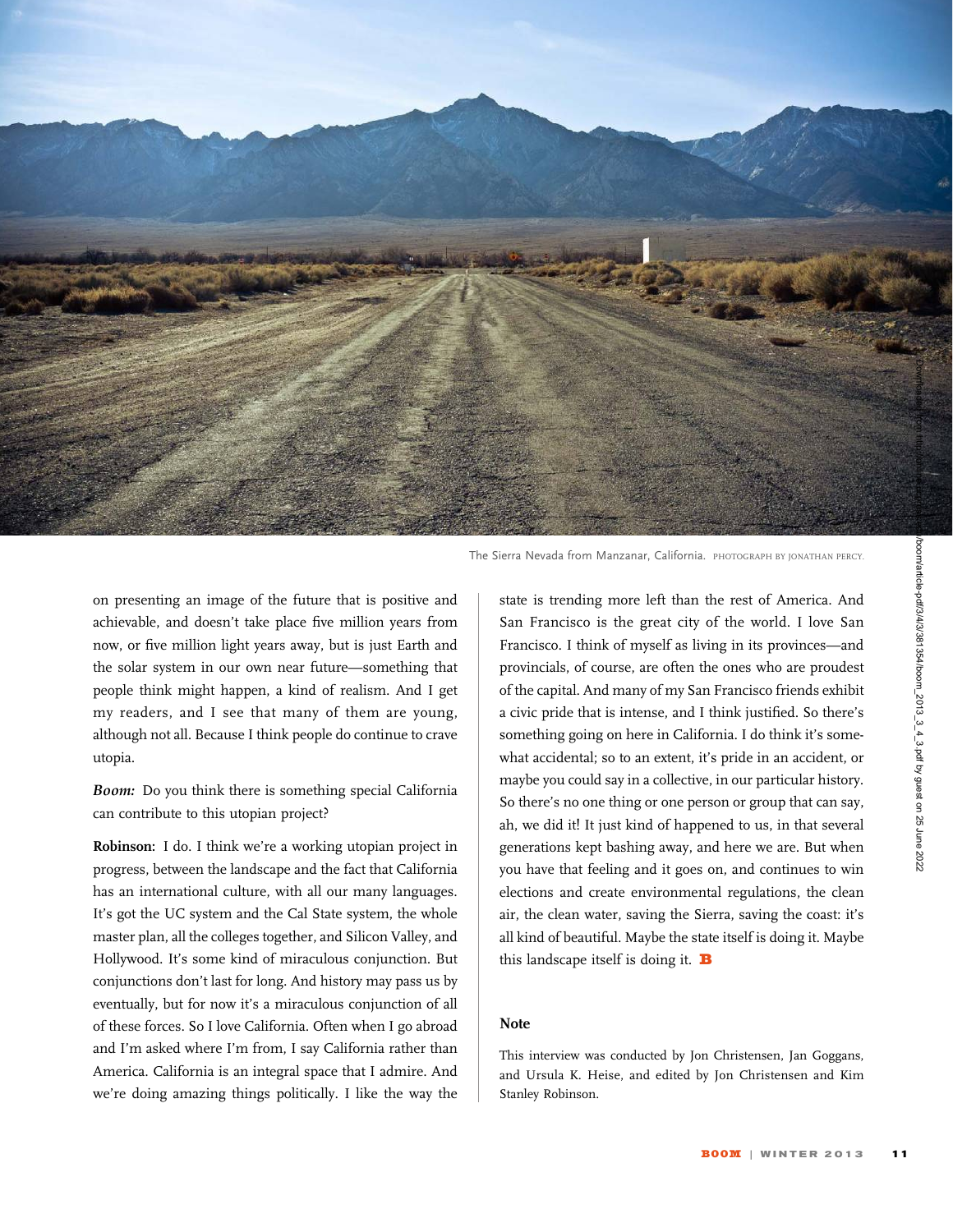The Sierra Nevada from Manzanar, California. PHOTOGRAPH BY JONATHAN PERCY.

on presenting an image of the future that is positive and achievable, and doesn't take place five million years from now, or five million light years away, but is just Earth and the solar system in our own near future—something that people think might happen, a kind of realism. And I get my readers, and I see that many of them are young, although not all. Because I think people do continue to crave utopia.

***Boom:*** Do you think there is something special California can contribute to this utopian project?

**Robinson:** I do. I think we're a working utopian project in progress, between the landscape and the fact that California has an international culture, with all our many languages. It's got the UC system and the Cal State system, the whole master plan, all the colleges together, and Silicon Valley, and Hollywood. It's some kind of miraculous conjunction. But conjunctions don't last for long. And history may pass us by eventually, but for now it's a miraculous conjunction of all of these forces. So I love California. Often when I go abroad and I'm asked where I'm from, I say California rather than America. California is an integral space that I admire. And we're doing amazing things politically. I like the way the state is trending more left than the rest of America. And San Francisco is the great city of the world. I love San Francisco. I think of myself as living in its provinces—and provincials, of course, are often the ones who are proudest of the capital. And many of my San Francisco friends exhibit a civic pride that is intense, and I think justified. So there's something going on here in California. I do think it's somewhat accidental; so to an extent, it's pride in an accident, or maybe you could say in a collective, in our particular history. So there's no one thing or one person or group that can say, ah, we did it! It just kind of happened to us, in that several generations kept bashing away, and here we are. But when you have that feeling and it goes on, and continues to win elections and create environmental regulations, the clean air, the clean water, saving the Sierra, saving the coast: it's all kind of beautiful. Maybe the state itself is doing it. Maybe this landscape itself is doing it. **B**

#### Note

This interview was conducted by Jon Christensen, Jan Goggans, and Ursula K. Heise, and edited by Jon Christensen and Kim Stanley Robinson.